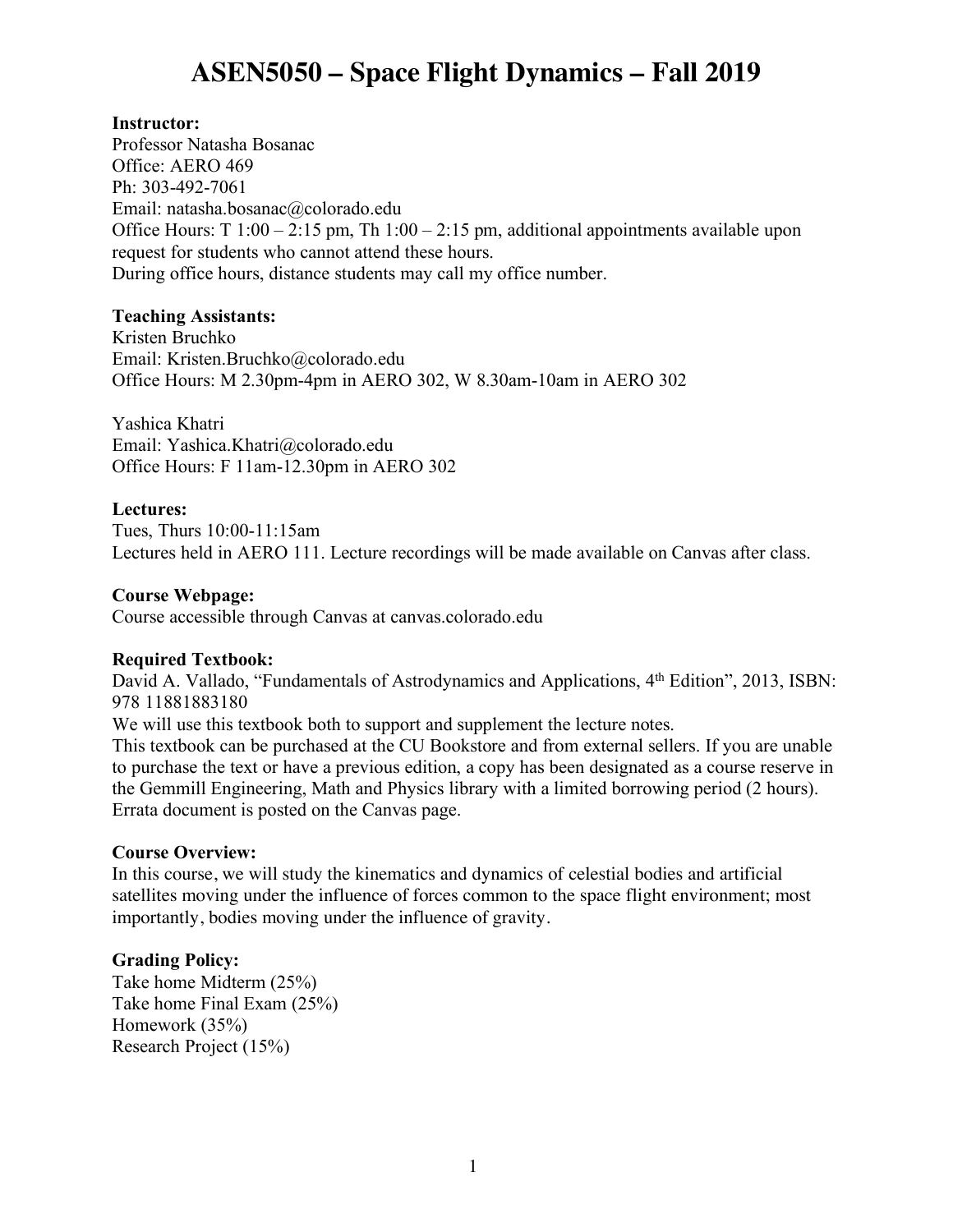# ASEN5050 – Space Flight Dynamics – Fall 2019

**Instructor:**
Professor Natasha Bosanac
Office: AERO 469
Ph: 303-492-7061
Email: natasha.bosanac@colorado.edu
Office Hours: T 1:00 – 2:15 pm, Th 1:00 – 2:15 pm, additional appointments available upon request for students who cannot attend these hours.
During office hours, distance students may call my office number.

**Teaching Assistants:**
Kristen Bruchko
Email: Kristen.Bruchko@colorado.edu
Office Hours: M 2.30pm-4pm in AERO 302, W 8.30am-10am in AERO 302

Yashica Khatri
Email: Yashica.Khatri@colorado.edu
Office Hours: F 11am-12.30pm in AERO 302

**Lectures:**
Tues, Thurs 10:00-11:15am
Lectures held in AERO 111. Lecture recordings will be made available on Canvas after class.

**Course Webpage:**
Course accessible through Canvas at canvas.colorado.edu

**Required Textbook:**
David A. Vallado, "Fundamentals of Astrodynamics and Applications, 4th Edition", 2013, ISBN: 978 11881883180
We will use this textbook both to support and supplement the lecture notes.
This textbook can be purchased at the CU Bookstore and from external sellers. If you are unable to purchase the text or have a previous edition, a copy has been designated as a course reserve in the Gemmill Engineering, Math and Physics library with a limited borrowing period (2 hours). Errata document is posted on the Canvas page.

**Course Overview:**
In this course, we will study the kinematics and dynamics of celestial bodies and artificial satellites moving under the influence of forces common to the space flight environment; most importantly, bodies moving under the influence of gravity.

**Grading Policy:**
Take home Midterm (25%)
Take home Final Exam (25%)
Homework (35%)
Research Project (15%)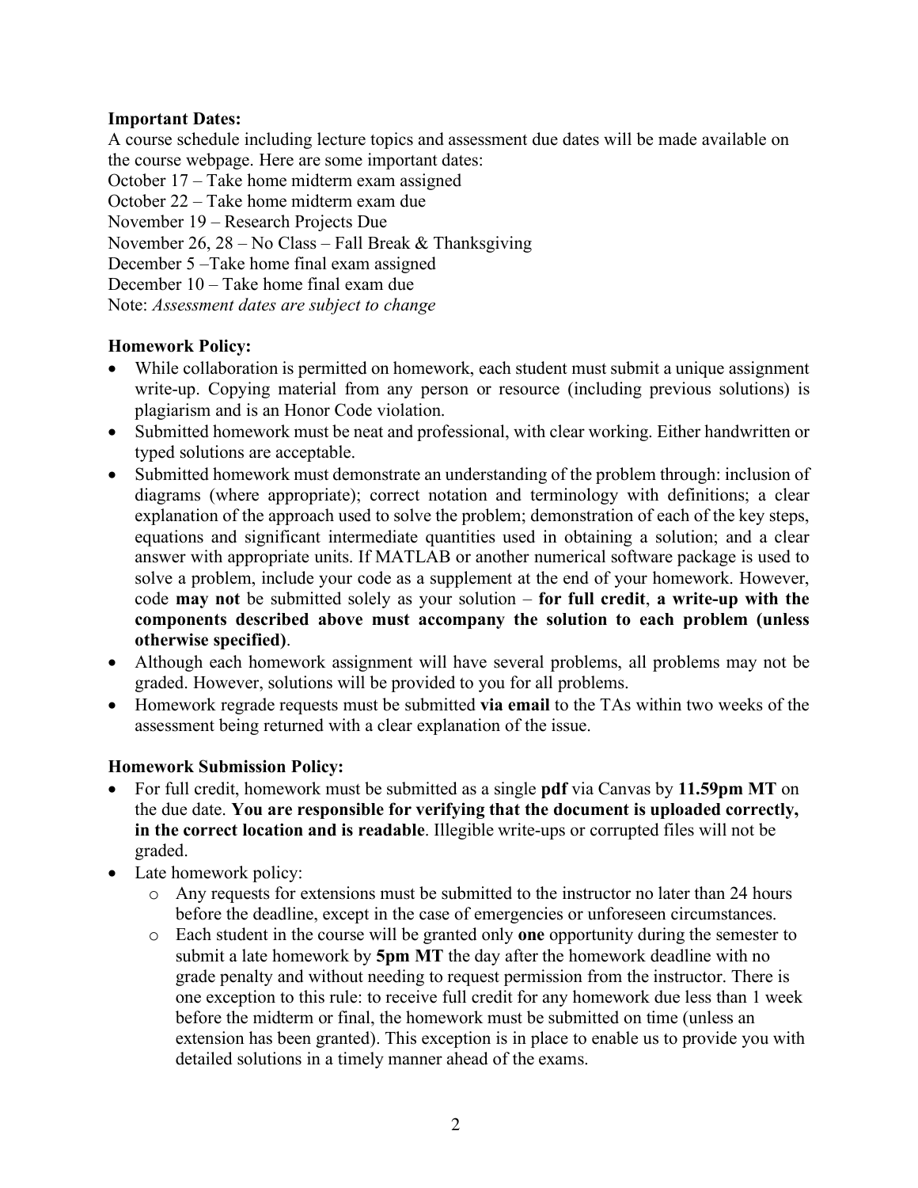**Important Dates:**

A course schedule including lecture topics and assessment due dates will be made available on the course webpage. Here are some important dates:

October 17 – Take home midterm exam assigned
October 22 – Take home midterm exam due
November 19 – Research Projects Due
November 26, 28 – No Class – Fall Break & Thanksgiving
December 5 –Take home final exam assigned
December 10 – Take home final exam due
Note: *Assessment dates are subject to change*

**Homework Policy:**

- While collaboration is permitted on homework, each student must submit a unique assignment write-up. Copying material from any person or resource (including previous solutions) is plagiarism and is an Honor Code violation.
- Submitted homework must be neat and professional, with clear working. Either handwritten or typed solutions are acceptable.
- Submitted homework must demonstrate an understanding of the problem through: inclusion of diagrams (where appropriate); correct notation and terminology with definitions; a clear explanation of the approach used to solve the problem; demonstration of each of the key steps, equations and significant intermediate quantities used in obtaining a solution; and a clear answer with appropriate units. If MATLAB or another numerical software package is used to solve a problem, include your code as a supplement at the end of your homework. However, code **may not** be submitted solely as your solution – **for full credit**, **a write-up with the components described above must accompany the solution to each problem (unless otherwise specified)**.
- Although each homework assignment will have several problems, all problems may not be graded. However, solutions will be provided to you for all problems.
- Homework regrade requests must be submitted **via email** to the TAs within two weeks of the assessment being returned with a clear explanation of the issue.

**Homework Submission Policy:**

- For full credit, homework must be submitted as a single **pdf** via Canvas by **11.59pm MT** on the due date. **You are responsible for verifying that the document is uploaded correctly, in the correct location and is readable**. Illegible write-ups or corrupted files will not be graded.
- Late homework policy:
  - Any requests for extensions must be submitted to the instructor no later than 24 hours before the deadline, except in the case of emergencies or unforeseen circumstances.
  - Each student in the course will be granted only **one** opportunity during the semester to submit a late homework by **5pm MT** the day after the homework deadline with no grade penalty and without needing to request permission from the instructor. There is one exception to this rule: to receive full credit for any homework due less than 1 week before the midterm or final, the homework must be submitted on time (unless an extension has been granted). This exception is in place to enable us to provide you with detailed solutions in a timely manner ahead of the exams.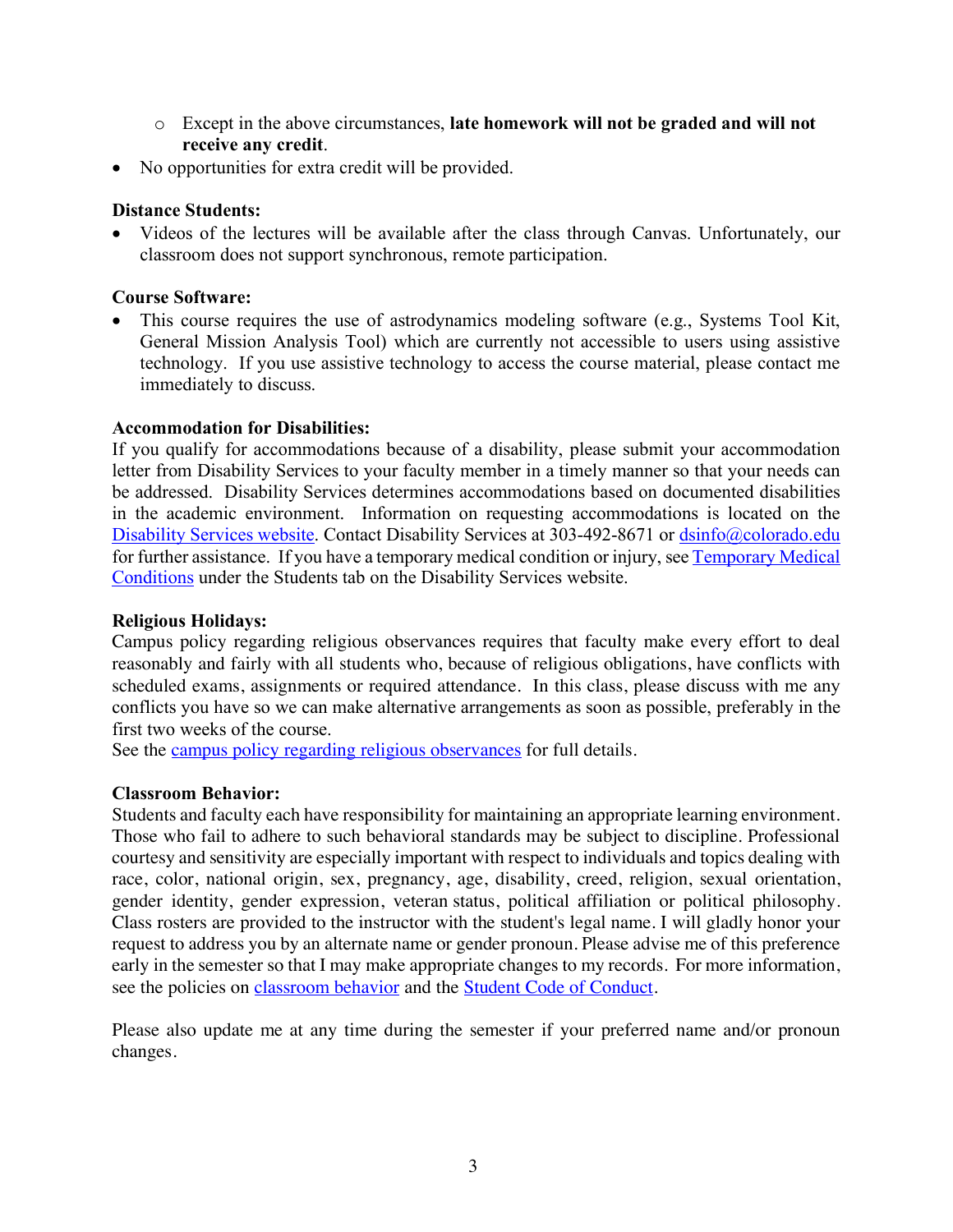- Except in the above circumstances, **late homework will not be graded and will not receive any credit**.
- No opportunities for extra credit will be provided.

**Distance Students:**

- Videos of the lectures will be available after the class through Canvas. Unfortunately, our classroom does not support synchronous, remote participation.

**Course Software:**

- This course requires the use of astrodynamics modeling software (e.g., Systems Tool Kit, General Mission Analysis Tool) which are currently not accessible to users using assistive technology. If you use assistive technology to access the course material, please contact me immediately to discuss.

**Accommodation for Disabilities:**

If you qualify for accommodations because of a disability, please submit your accommodation letter from Disability Services to your faculty member in a timely manner so that your needs can be addressed. Disability Services determines accommodations based on documented disabilities in the academic environment. Information on requesting accommodations is located on the Disability Services website. Contact Disability Services at 303-492-8671 or dsinfo@colorado.edu for further assistance. If you have a temporary medical condition or injury, see Temporary Medical Conditions under the Students tab on the Disability Services website.

**Religious Holidays:**

Campus policy regarding religious observances requires that faculty make every effort to deal reasonably and fairly with all students who, because of religious obligations, have conflicts with scheduled exams, assignments or required attendance. In this class, please discuss with me any conflicts you have so we can make alternative arrangements as soon as possible, preferably in the first two weeks of the course.
See the campus policy regarding religious observances for full details.

**Classroom Behavior:**

Students and faculty each have responsibility for maintaining an appropriate learning environment. Those who fail to adhere to such behavioral standards may be subject to discipline. Professional courtesy and sensitivity are especially important with respect to individuals and topics dealing with race, color, national origin, sex, pregnancy, age, disability, creed, religion, sexual orientation, gender identity, gender expression, veteran status, political affiliation or political philosophy. Class rosters are provided to the instructor with the student's legal name. I will gladly honor your request to address you by an alternate name or gender pronoun. Please advise me of this preference early in the semester so that I may make appropriate changes to my records. For more information, see the policies on classroom behavior and the Student Code of Conduct.

Please also update me at any time during the semester if your preferred name and/or pronoun changes.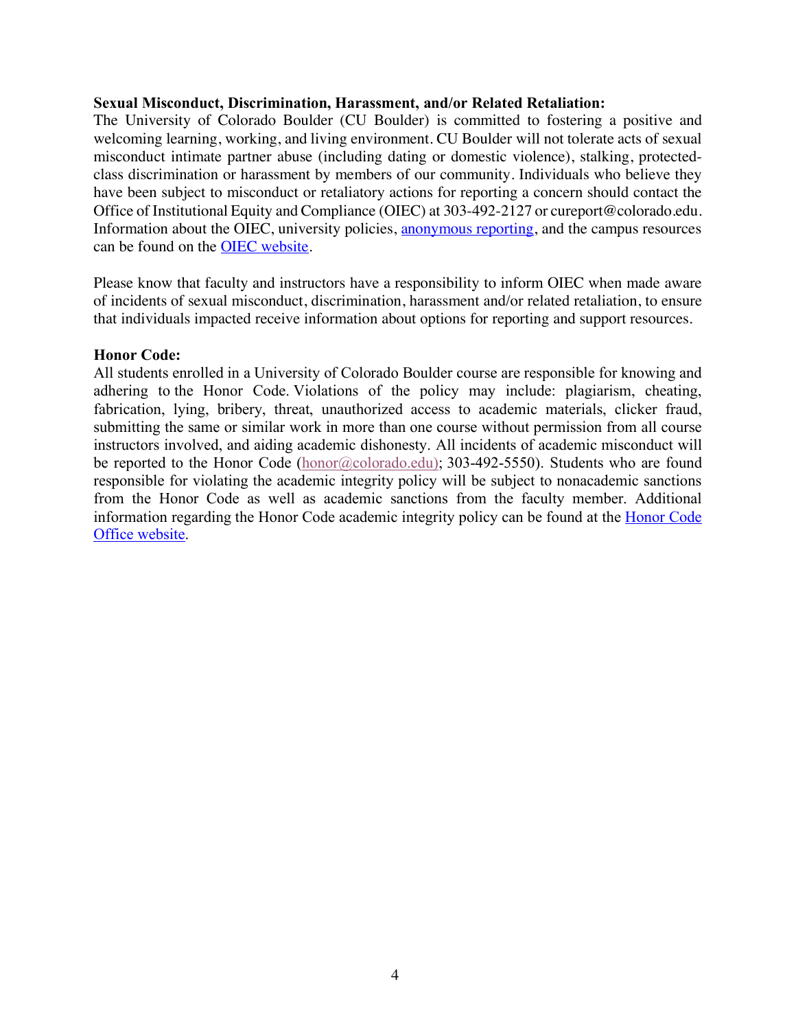**Sexual Misconduct, Discrimination, Harassment, and/or Related Retaliation:**
The University of Colorado Boulder (CU Boulder) is committed to fostering a positive and welcoming learning, working, and living environment. CU Boulder will not tolerate acts of sexual misconduct intimate partner abuse (including dating or domestic violence), stalking, protected-class discrimination or harassment by members of our community. Individuals who believe they have been subject to misconduct or retaliatory actions for reporting a concern should contact the Office of Institutional Equity and Compliance (OIEC) at 303-492-2127 or cureport@colorado.edu. Information about the OIEC, university policies, anonymous reporting, and the campus resources can be found on the OIEC website.

Please know that faculty and instructors have a responsibility to inform OIEC when made aware of incidents of sexual misconduct, discrimination, harassment and/or related retaliation, to ensure that individuals impacted receive information about options for reporting and support resources.

**Honor Code:**
All students enrolled in a University of Colorado Boulder course are responsible for knowing and adhering to the Honor Code. Violations of the policy may include: plagiarism, cheating, fabrication, lying, bribery, threat, unauthorized access to academic materials, clicker fraud, submitting the same or similar work in more than one course without permission from all course instructors involved, and aiding academic dishonesty. All incidents of academic misconduct will be reported to the Honor Code (honor@colorado.edu); 303-492-5550). Students who are found responsible for violating the academic integrity policy will be subject to nonacademic sanctions from the Honor Code as well as academic sanctions from the faculty member. Additional information regarding the Honor Code academic integrity policy can be found at the Honor Code Office website.